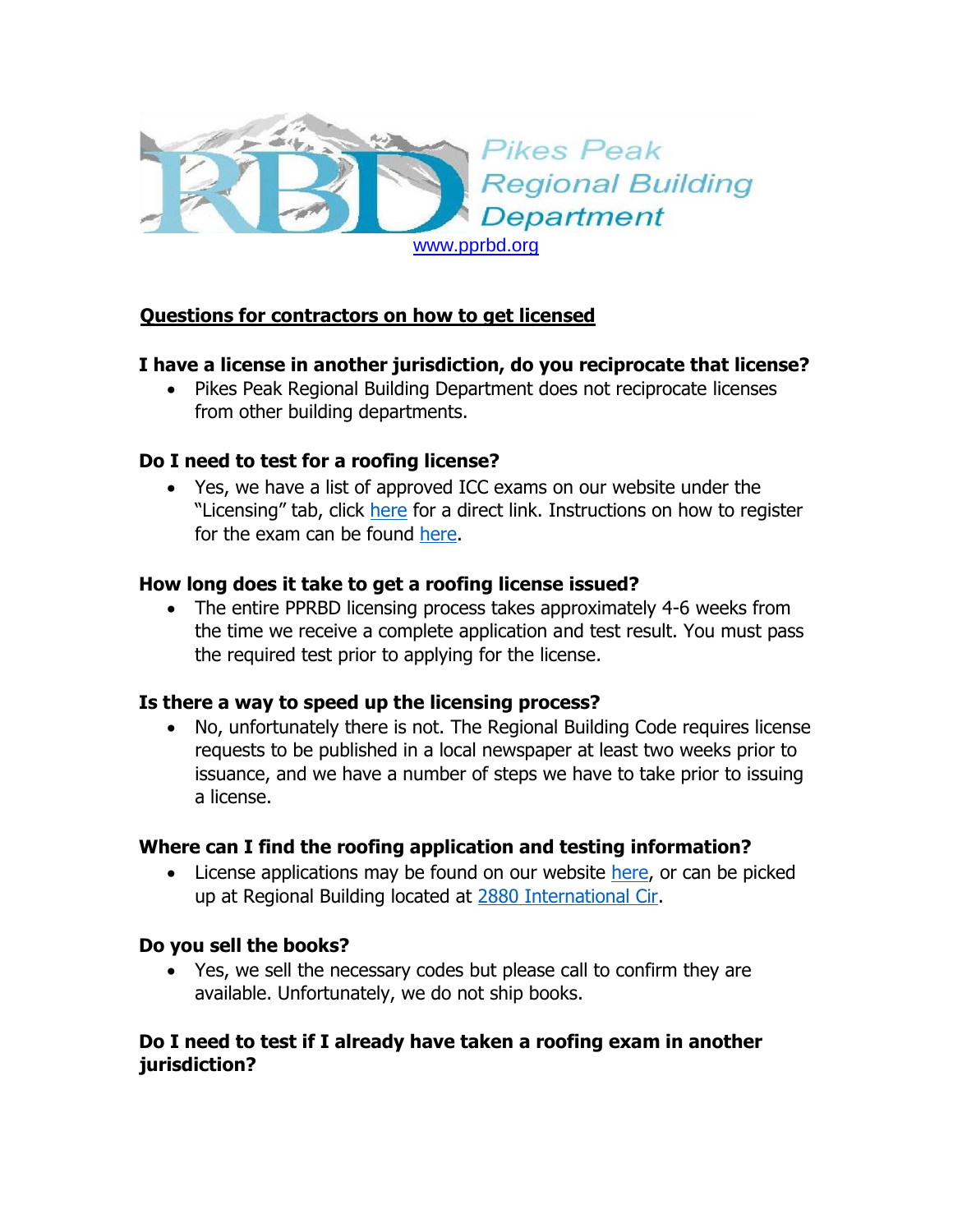Pikes Peak Regional Building Department

[www.pprbd.org](http://www.pprbd.org)

## Questions for contractors on how to get licensed

### I have a license in another jurisdiction, do you reciprocate that license?

- Pikes Peak Regional Building Department does not reciprocate licenses from other building departments.

### Do I need to test for a roofing license?

- Yes, we have a list of approved ICC exams on our website under the "Licensing" tab, click here for a direct link. Instructions on how to register for the exam can be found here.

### How long does it take to get a roofing license issued?

- The entire PPRBD licensing process takes approximately 4-6 weeks from the time we receive a complete application and test result. You must pass the required test prior to applying for the license.

### Is there a way to speed up the licensing process?

- No, unfortunately there is not. The Regional Building Code requires license requests to be published in a local newspaper at least two weeks prior to issuance, and we have a number of steps we have to take prior to issuing a license.

### Where can I find the roofing application and testing information?

- License applications may be found on our website here, or can be picked up at Regional Building located at 2880 International Cir.

### Do you sell the books?

- Yes, we sell the necessary codes but please call to confirm they are available. Unfortunately, we do not ship books.

### Do I need to test if I already have taken a roofing exam in another jurisdiction?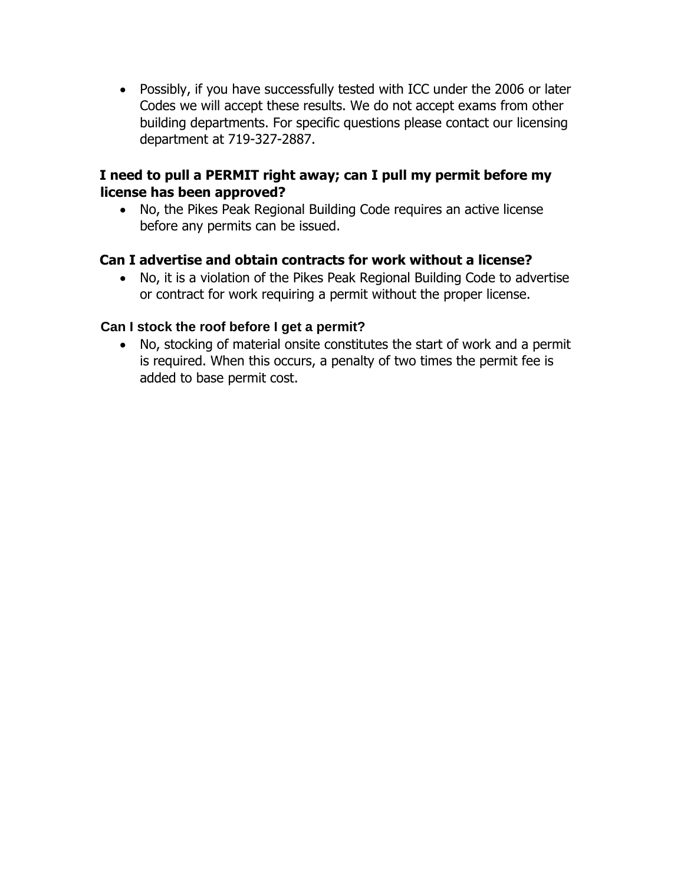- Possibly, if you have successfully tested with ICC under the 2006 or later Codes we will accept these results. We do not accept exams from other building departments. For specific questions please contact our licensing department at 719-327-2887.

**I need to pull a PERMIT right away; can I pull my permit before my license has been approved?**

- No, the Pikes Peak Regional Building Code requires an active license before any permits can be issued.

**Can I advertise and obtain contracts for work without a license?**

- No, it is a violation of the Pikes Peak Regional Building Code to advertise or contract for work requiring a permit without the proper license.

**Can I stock the roof before I get a permit?**

- No, stocking of material onsite constitutes the start of work and a permit is required. When this occurs, a penalty of two times the permit fee is added to base permit cost.